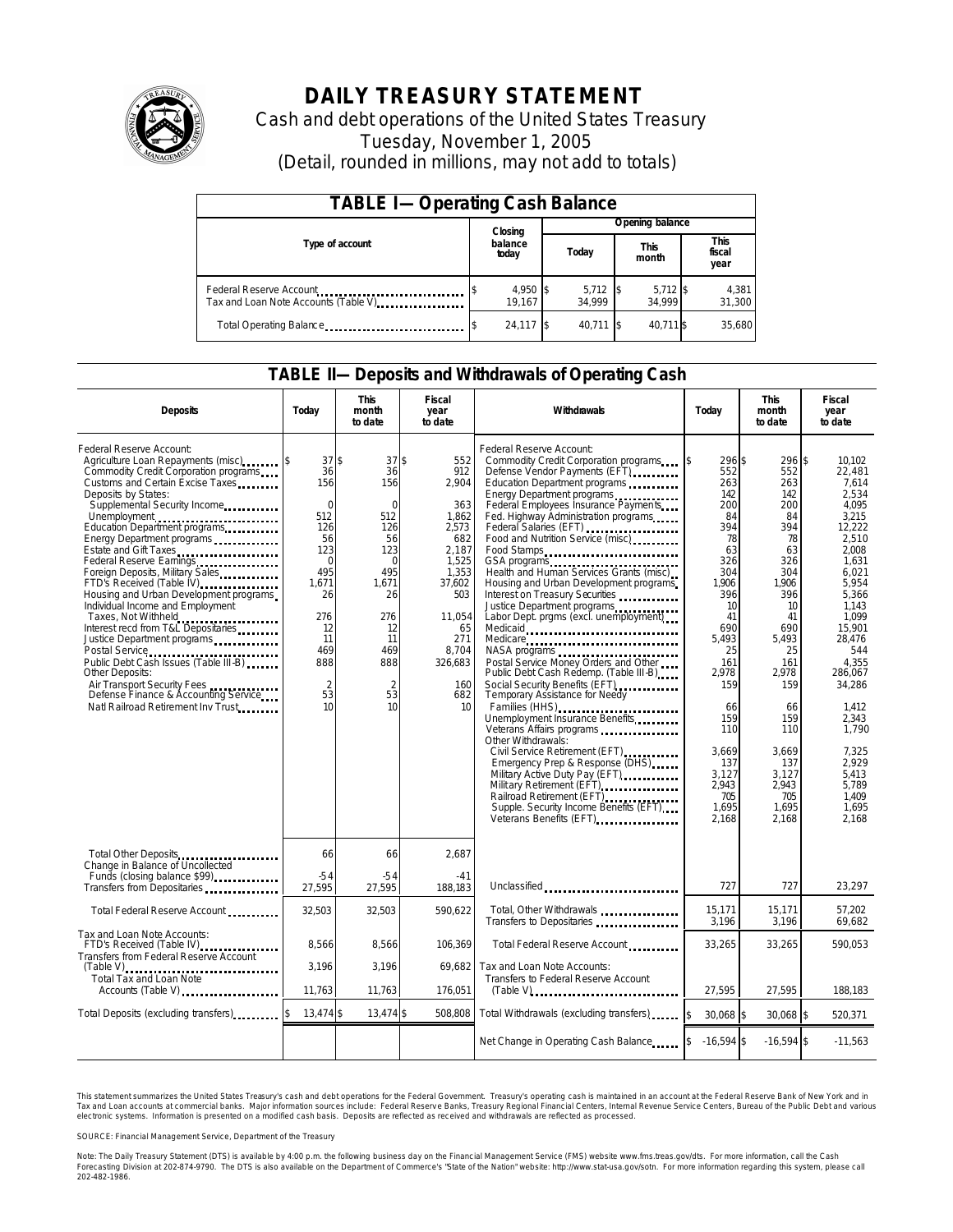# DAILY TREASURY STATEMENT

Cash and debt operations of the United States Treasury

Tuesday, November 1, 2005

(Detail, rounded in millions, may not add to totals)

## TABLE I—Operating Cash Balance

| Type of account | Closing balance today | Opening balance Today | Opening balance This month | Opening balance This fiscal year |
|---|---|---|---|---|
| Federal Reserve Account | $ 4,950 | $ 5,712 | $ 5,712 | $ 4,381 |
| Tax and Loan Note Accounts (Table V) | 19,167 | 34,999 | 34,999 | 31,300 |
| Total Operating Balance | $ 24,117 | $ 40,711 | $ 40,711 | $ 35,680 |

## TABLE II—Deposits and Withdrawals of Operating Cash

| Deposits | Today | This month to date | Fiscal year to date | Withdrawals | Today | This month to date | Fiscal year to date |
|---|---|---|---|---|---|---|---|
| Federal Reserve Account: | | | | Federal Reserve Account: | | | |
| Agriculture Loan Repayments (misc) | $ 37 | $ 37 | $ 552 | Commodity Credit Corporation programs | $ 296 | $ 296 | $ 10,102 |
| Commodity Credit Corporation programs | 36 | 36 | 912 | Defense Vendor Payments (EFT) | 552 | 552 | 22,481 |
| Customs and Certain Excise Taxes | 156 | 156 | 2,904 | Education Department programs | 263 | 263 | 7,614 |
| Deposits by States: | | | | Energy Department programs | 142 | 142 | 2,534 |
| Supplemental Security Income | 0 | 0 | 363 | Federal Employees Insurance Payments | 200 | 200 | 4,095 |
| Unemployment | 512 | 512 | 1,862 | Fed. Highway Administration programs | 84 | 84 | 3,215 |
| Education Department programs | 126 | 126 | 2,573 | Federal Salaries (EFT) | 394 | 394 | 12,222 |
| Energy Department programs | 56 | 56 | 682 | Food and Nutrition Service (misc) | 78 | 78 | 2,510 |
| Estate and Gift Taxes | 123 | 123 | 2,187 | Food Stamps | 63 | 63 | 2,008 |
| Federal Reserve Earnings | 0 | 0 | 1,525 | GSA programs | 326 | 326 | 1,631 |
| Foreign Deposits, Military Sales | 495 | 495 | 1,353 | Health and Human Services Grants (misc) | 304 | 304 | 6,021 |
| FTD's Received (Table IV) | 1,671 | 1,671 | 37,602 | Housing and Urban Development programs | 1,906 | 1,906 | 5,954 |
| Housing and Urban Development programs | 26 | 26 | 503 | Interest on Treasury Securities | 396 | 396 | 5,366 |
| Individual Income and Employment | | | | Justice Department programs | 10 | 10 | 1,143 |
| Taxes, Not Withheld | 276 | 276 | 11,054 | Labor Dept. prgms (excl. unemployment) | 41 | 41 | 1,099 |
| Interest recd from T&L Depositaries | 12 | 12 | 65 | Medicaid | 690 | 690 | 15,901 |
| Justice Department programs | 11 | 11 | 271 | Medicare | 5,493 | 5,493 | 28,476 |
| Postal Service | 469 | 469 | 8,704 | NASA programs | 25 | 25 | 544 |
| Public Debt Cash Issues (Table III-B) | 888 | 888 | 326,683 | Postal Service Money Orders and Other | 161 | 161 | 4,355 |
| Other Deposits: | | | | Public Debt Cash Redemp. (Table III-B) | 2,978 | 2,978 | 286,067 |
| Air Transport Security Fees | 2 | 2 | 160 | Social Security Benefits (EFT) | 159 | 159 | 34,286 |
| Defense Finance & Accounting Service | 53 | 53 | 682 | Temporary Assistance for Needy | | | |
| Natl Railroad Retirement Inv Trust | 10 | 10 | 10 | Families (HHS) | 66 | 66 | 1,412 |
| | | | | Unemployment Insurance Benefits | 159 | 159 | 2,343 |
| | | | | Veterans Affairs programs | 110 | 110 | 1,790 |
| | | | | Other Withdrawals: | | | |
| | | | | Civil Service Retirement (EFT) | 3,669 | 3,669 | 7,325 |
| | | | | Emergency Prep & Response (DHS) | 137 | 137 | 2,929 |
| | | | | Military Active Duty Pay (EFT) | 3,127 | 3,127 | 5,413 |
| | | | | Military Retirement (EFT) | 2,943 | 2,943 | 5,789 |
| | | | | Railroad Retirement (EFT) | 705 | 705 | 1,409 |
| | | | | Supple. Security Income Benefits (EFT) | 1,695 | 1,695 | 1,695 |
| | | | | Veterans Benefits (EFT) | 2,168 | 2,168 | 2,168 |
| Total Other Deposits | 66 | 66 | 2,687 | | | | |
| Change in Balance of Uncollected Funds (closing balance $99) | -54 | -54 | -41 | | | | |
| Transfers from Depositaries | 27,595 | 27,595 | 188,183 | Unclassified | 727 | 727 | 23,297 |
| Total Federal Reserve Account | 32,503 | 32,503 | 590,622 | Total, Other Withdrawals | 15,171 | 15,171 | 57,202 |
| | | | | Transfers to Depositaries | 3,196 | 3,196 | 69,682 |
| Tax and Loan Note Accounts: | | | | | | | |
| FTD's Received (Table IV) | 8,566 | 8,566 | 106,369 | Total Federal Reserve Account | 33,265 | 33,265 | 590,053 |
| Transfers from Federal Reserve Account (Table V) | 3,196 | 3,196 | 69,682 | Tax and Loan Note Accounts: | | | |
| Total Tax and Loan Note Accounts (Table V) | 11,763 | 11,763 | 176,051 | Transfers to Federal Reserve Account (Table V) | 27,595 | 27,595 | 188,183 |
| Total Deposits (excluding transfers) | $ 13,474 | $ 13,474 | $ 508,808 | Total Withdrawals (excluding transfers) | $ 30,068 | $ 30,068 | $ 520,371 |
| | | | | Net Change in Operating Cash Balance | $ -16,594 | $ -16,594 | $ -11,563 |

This statement summarizes the United States Treasury's cash and debt operations for the Federal Government. Treasury's operating cash is maintained in an account at the Federal Reserve Bank of New York and in Tax and Loan accounts at commercial banks. Major information sources include: Federal Reserve Banks, Treasury Regional Financial Centers, Internal Revenue Service Centers, Bureau of the Public Debt and various electronic systems. Information is presented on a modified cash basis. Deposits are reflected as received and withdrawals are reflected as processed.

SOURCE: Financial Management Service, Department of the Treasury

Note: The Daily Treasury Statement (DTS) is available by 4:00 p.m. the following business day on the Financial Management Service (FMS) website www.fms.treas.gov/dts. For more information, call the Cash Forecasting Division at 202-874-9790. The DTS is also available on the Department of Commerce's "State of the Nation" website: http://www.stat-usa.gov/sotn. For more information regarding this system, please call 202-482-1986.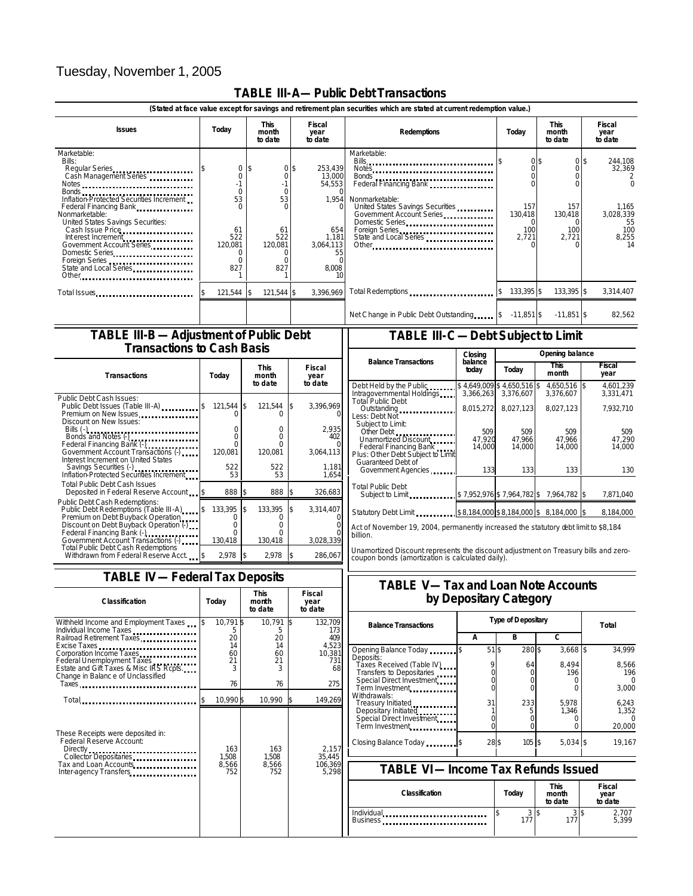Tuesday, November 1, 2005

## TABLE III-A — Public Debt Transactions

(Stated at face value except for savings and retirement plan securities which are stated at current redemption value.)

| Issues | Today | This month to date | Fiscal year to date |
|---|---|---|---|
| Marketable: | | | |
| Bills: | | | |
| Regular Series | $ 0 | $ 0 | $ 253,439 |
| Cash Management Series | 0 | 0 | 13,000 |
| Notes | -1 | -1 | 54,553 |
| Bonds | 0 | 0 | 0 |
| Inflation-Protected Securities Increment | 53 | 53 | 1,954 |
| Federal Financing Bank | 0 | 0 | 0 |
| Nonmarketable: | | | |
| United States Savings Securities: | | | |
| Cash Issue Price | 61 | 61 | 654 |
| Interest Increment | 522 | 522 | 1,181 |
| Government Account Series | 120,081 | 120,081 | 3,064,113 |
| Domestic Series | 0 | 0 | 55 |
| Foreign Series | 0 | 0 | 0 |
| State and Local Series | 827 | 827 | 8,008 |
| Other | 1 | 1 | 10 |
| Total Issues | $ 121,544 | $ 121,544 | $ 3,396,969 |

| Redemptions | Today | This month to date | Fiscal year to date |
|---|---|---|---|
| Marketable: | | | |
| Bills | $ 0 | $ 0 | $ 244,108 |
| Notes | 0 | 0 | 32,369 |
| Bonds | 0 | 0 | 2 |
| Federal Financing Bank | 0 | 0 | 0 |
| Nonmarketable: | | | |
| United States Savings Securities | 157 | 157 | 1,165 |
| Government Account Series | 130,418 | 130,418 | 3,028,339 |
| Domestic Series | 0 | 0 | 55 |
| Foreign Series | 100 | 100 | 100 |
| State and Local Series | 2,721 | 2,721 | 8,255 |
| Other | 0 | 0 | 14 |
| Total Redemptions | $ 133,395 | $ 133,395 | $ 3,314,407 |
| Net Change in Public Debt Outstanding | $ -11,851 | $ -11,851 | $ 82,562 |

## TABLE III-B — Adjustment of Public Debt Transactions to Cash Basis

| Transactions | Today | This month to date | Fiscal year to date |
|---|---|---|---|
| Public Debt Cash Issues: | | | |
| Public Debt Issues (Table III-A) | $ 121,544 | $ 121,544 | $ 3,396,969 |
| Premium on New Issues | 0 | 0 | 0 |
| Discount on New Issues: | | | |
| Bills (-) | 0 | 0 | 2,935 |
| Bonds and Notes (-) | 0 | 0 | 402 |
| Federal Financing Bank (-) | 0 | 0 | 0 |
| Government Account Transactions (-) | 120,081 | 120,081 | 3,064,113 |
| Interest Increment on United States Savings Securities (-) | 522 | 522 | 1,181 |
| Inflation-Protected Securities Increment | 53 | 53 | 1,654 |
| Total Public Debt Cash Issues Deposited in Federal Reserve Account | $ 888 | $ 888 | $ 326,683 |
| Public Debt Cash Redemptions: | | | |
| Public Debt Redemptions (Table III-A) | $ 133,395 | $ 133,395 | $ 3,314,407 |
| Premium on Debt Buyback Operation | 0 | 0 | 0 |
| Discount on Debt Buyback Operation (-) | 0 | 0 | 0 |
| Federal Financing Bank (-) | 0 | 0 | 0 |
| Government Account Transactions (-) | 130,418 | 130,418 | 3,028,339 |
| Total Public Debt Cash Redemptions Withdrawn from Federal Reserve Acct. | $ 2,978 | $ 2,978 | $ 286,067 |

## TABLE III-C — Debt Subject to Limit

| Balance Transactions | Closing balance today | Opening balance Today | Opening balance This month | Opening balance Fiscal year |
|---|---|---|---|---|
| Debt Held by the Public | $ 4,649,009 | $ 4,650,516 | $ 4,650,516 | $ 4,601,239 |
| Intragovernmental Holdings | 3,366,263 | 3,376,607 | 3,376,607 | 3,331,471 |
| Total Public Debt Outstanding | 8,015,272 | 8,027,123 | 8,027,123 | 7,932,710 |
| Less: Debt Not Subject to Limit: | | | | |
| Other Debt | 509 | 509 | 509 | 509 |
| Unamortized Discount | 47,920 | 47,966 | 47,966 | 47,290 |
| Federal Financing Bank | 14,000 | 14,000 | 14,000 | 14,000 |
| Plus: Other Debt Subject to Limit Guaranteed Debt of Government Agencies | 133 | 133 | 133 | 130 |
| Total Public Debt Subject to Limit | $ 7,952,976 | $ 7,964,782 | $ 7,964,782 | $ 7,871,040 |
| Statutory Debt Limit | $ 8,184,000 | $ 8,184,000 | $ 8,184,000 | $ 8,184,000 |

Act of November 19, 2004, permanently increased the statutory debt limit to $8,184 billion.

Unamortized Discount represents the discount adjustment on Treasury bills and zero-coupon bonds (amortization is calculated daily).

## TABLE IV — Federal Tax Deposits

| Classification | Today | This month to date | Fiscal year to date |
|---|---|---|---|
| Withheld Income and Employment Taxes | $ 10,791 | $ 10,791 | $ 132,709 |
| Individual Income Taxes | 5 | 5 | 173 |
| Railroad Retirement Taxes | 20 | 20 | 409 |
| Excise Taxes | 14 | 14 | 4,523 |
| Corporation Income Taxes | 60 | 60 | 10,381 |
| Federal Unemployment Taxes | 21 | 21 | 731 |
| Estate and Gift Taxes & Misc IRS Rcpts. | 3 | 3 | 68 |
| Change in Balance of Unclassified Taxes | 76 | 76 | 275 |
| Total | $ 10,990 | $ 10,990 | $ 149,269 |
| These Receipts were deposited in: | | | |
| Federal Reserve Account: | | | |
| Directly | 163 | 163 | 2,157 |
| Collector Depositaries | 1,508 | 1,508 | 35,445 |
| Tax and Loan Accounts | 8,566 | 8,566 | 106,369 |
| Inter-agency Transfers | 752 | 752 | 5,298 |

## TABLE V — Tax and Loan Note Accounts by Depositary Category

| Balance Transactions | Type of Depositary A | B | C | Total |
|---|---|---|---|---|
| Opening Balance Today | $ 51 | $ 280 | $ 3,668 | $ 34,999 |
| Deposits: | | | | |
| Taxes Received (Table IV) | 9 | 64 | 8,494 | 8,566 |
| Transfers to Depositaries | 0 | 0 | 196 | 196 |
| Special Direct Investment | 0 | 0 | 0 | 0 |
| Term Investment | 0 | 0 | 0 | 3,000 |
| Withdrawals: | | | | |
| Treasury Initiated | 31 | 233 | 5,978 | 6,243 |
| Depositary Initiated | 1 | 5 | 1,346 | 1,352 |
| Special Direct Investment | 0 | 0 | 0 | 0 |
| Term Investment | 0 | 0 | 0 | 20,000 |
| Closing Balance Today | $ 28 | $ 105 | $ 5,034 | $ 19,167 |

## TABLE VI — Income Tax Refunds Issued

| Classification | Today | This month to date | Fiscal year to date |
|---|---|---|---|
| Individual | $ 3 | $ 3 | $ 2,707 |
| Business | 177 | 177 | 5,399 |